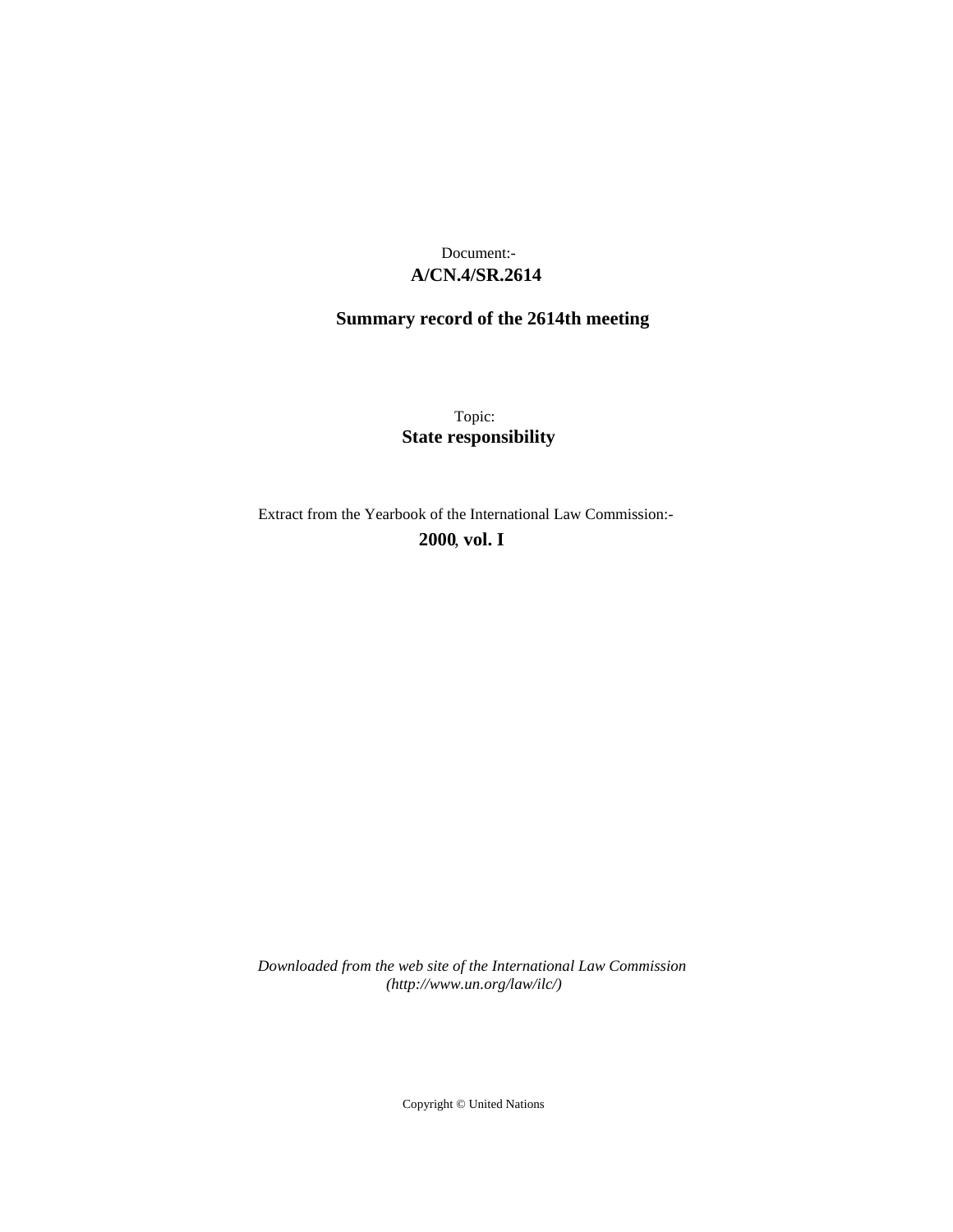Document:-

**A/CN.4/SR.2614**

**Summary record of the 2614th meeting**

Topic:

**State responsibility**

Extract from the Yearbook of the International Law Commission:-

**2000, vol. I**

*Downloaded from the web site of the International Law Commission (http://www.un.org/law/ilc/)*

Copyright © United Nations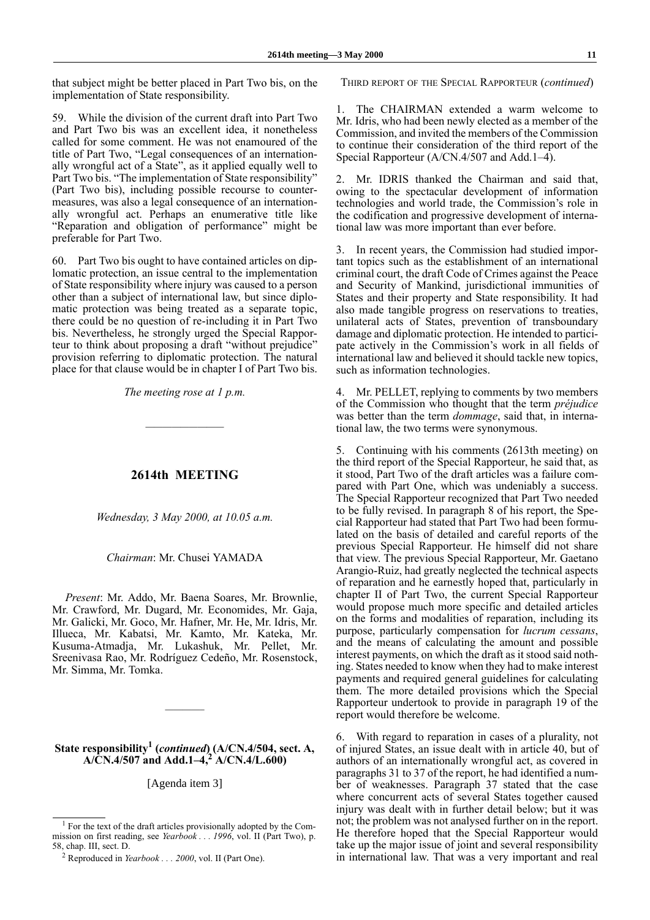that subject might be better placed in Part Two bis, on the implementation of State responsibility.

59. While the division of the current draft into Part Two and Part Two bis was an excellent idea, it nonetheless called for some comment. He was not enamoured of the title of Part Two, "Legal consequences of an internationally wrongful act of a State", as it applied equally well to Part Two bis. "The implementation of State responsibility" (Part Two bis), including possible recourse to countermeasures, was also a legal consequence of an internationally wrongful act. Perhaps an enumerative title like "Reparation and obligation of performance" might be preferable for Part Two.

60. Part Two bis ought to have contained articles on diplomatic protection, an issue central to the implementation of State responsibility where injury was caused to a person other than a subject of international law, but since diplomatic protection was being treated as a separate topic, there could be no question of re-including it in Part Two bis. Nevertheless, he strongly urged the Special Rapporteur to think about proposing a draft "without prejudice" provision referring to diplomatic protection. The natural place for that clause would be in chapter I of Part Two bis.

*The meeting rose at 1 p.m.*

---

## 2614th MEETING

*Wednesday, 3 May 2000, at 10.05 a.m.*

*Chairman*: Mr. Chusei YAMADA

*Present*: Mr. Addo, Mr. Baena Soares, Mr. Brownlie, Mr. Crawford, Mr. Dugard, Mr. Economides, Mr. Gaja, Mr. Galicki, Mr. Goco, Mr. Hafner, Mr. He, Mr. Idris, Mr. Illueca, Mr. Kabatsi, Mr. Kamto, Mr. Kateka, Mr. Kusuma-Atmadja, Mr. Lukashuk, Mr. Pellet, Mr. Sreenivasa Rao, Mr. Rodríguez Cedeño, Mr. Rosenstock, Mr. Simma, Mr. Tomka.

---

### State responsibility[1] (*continued*) (A/CN.4/504, sect. A, A/CN.4/507 and Add.1–4,[2] A/CN.4/L.600)

[Agenda item 3]

THIRD REPORT OF THE SPECIAL RAPPORTEUR (*continued*)

1. The CHAIRMAN extended a warm welcome to Mr. Idris, who had been newly elected as a member of the Commission, and invited the members of the Commission to continue their consideration of the third report of the Special Rapporteur (A/CN.4/507 and Add.1–4).

2. Mr. IDRIS thanked the Chairman and said that, owing to the spectacular development of information technologies and world trade, the Commission's role in the codification and progressive development of international law was more important than ever before.

3. In recent years, the Commission had studied important topics such as the establishment of an international criminal court, the draft Code of Crimes against the Peace and Security of Mankind, jurisdictional immunities of States and their property and State responsibility. It had also made tangible progress on reservations to treaties, unilateral acts of States, prevention of transboundary damage and diplomatic protection. He intended to participate actively in the Commission's work in all fields of international law and believed it should tackle new topics, such as information technologies.

4. Mr. PELLET, replying to comments by two members of the Commission who thought that the term *préjudice* was better than the term *dommage*, said that, in international law, the two terms were synonymous.

5. Continuing with his comments (2613th meeting) on the third report of the Special Rapporteur, he said that, as it stood, Part Two of the draft articles was a failure compared with Part One, which was undeniably a success. The Special Rapporteur recognized that Part Two needed to be fully revised. In paragraph 8 of his report, the Special Rapporteur had stated that Part Two had been formulated on the basis of detailed and careful reports of the previous Special Rapporteur. He himself did not share that view. The previous Special Rapporteur, Mr. Gaetano Arangio-Ruiz, had greatly neglected the technical aspects of reparation and he earnestly hoped that, particularly in chapter II of Part Two, the current Special Rapporteur would propose much more specific and detailed articles on the forms and modalities of reparation, including its purpose, particularly compensation for *lucrum cessans*, and the means of calculating the amount and possible interest payments, on which the draft as it stood said nothing. States needed to know when they had to make interest payments and required general guidelines for calculating them. The more detailed provisions which the Special Rapporteur undertook to provide in paragraph 19 of the report would therefore be welcome.

6. With regard to reparation in cases of a plurality, not of injured States, an issue dealt with in article 40, but of authors of an internationally wrongful act, as covered in paragraphs 31 to 37 of the report, he had identified a number of weaknesses. Paragraph 37 stated that the case where concurrent acts of several States together caused injury was dealt with in further detail below; but it was not; the problem was not analysed further on in the report. He therefore hoped that the Special Rapporteur would take up the major issue of joint and several responsibility in international law. That was a very important and real

---

[1] For the text of the draft articles provisionally adopted by the Commission on first reading, see *Yearbook . . . 1996*, vol. II (Part Two), p. 58, chap. III, sect. D.

[2] Reproduced in *Yearbook . . . 2000*, vol. II (Part One).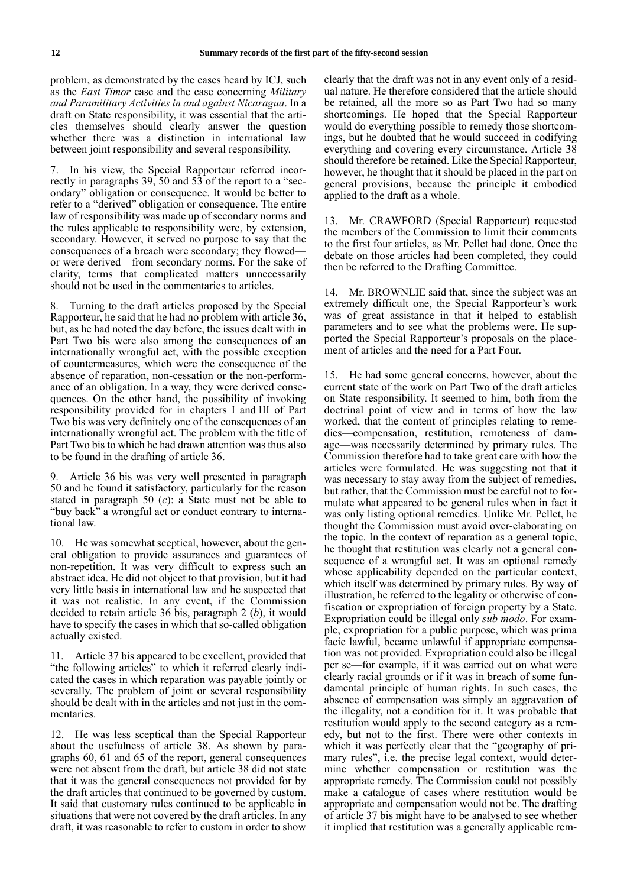problem, as demonstrated by the cases heard by ICJ, such as the *East Timor* case and the case concerning *Military and Paramilitary Activities in and against Nicaragua*. In a draft on State responsibility, it was essential that the articles themselves should clearly answer the question whether there was a distinction in international law between joint responsibility and several responsibility.

7. In his view, the Special Rapporteur referred incorrectly in paragraphs 39, 50 and 53 of the report to a "secondary" obligation or consequence. It would be better to refer to a "derived" obligation or consequence. The entire law of responsibility was made up of secondary norms and the rules applicable to responsibility were, by extension, secondary. However, it served no purpose to say that the consequences of a breach were secondary; they flowed—or were derived—from secondary norms. For the sake of clarity, terms that complicated matters unnecessarily should not be used in the commentaries to articles.

8. Turning to the draft articles proposed by the Special Rapporteur, he said that he had no problem with article 36, but, as he had noted the day before, the issues dealt with in Part Two bis were also among the consequences of an internationally wrongful act, with the possible exception of countermeasures, which were the consequence of the absence of reparation, non-cessation or the non-performance of an obligation. In a way, they were derived consequences. On the other hand, the possibility of invoking responsibility provided for in chapters I and III of Part Two bis was very definitely one of the consequences of an internationally wrongful act. The problem with the title of Part Two bis to which he had drawn attention was thus also to be found in the drafting of article 36.

9. Article 36 bis was very well presented in paragraph 50 and he found it satisfactory, particularly for the reason stated in paragraph 50 (*c*): a State must not be able to "buy back" a wrongful act or conduct contrary to international law.

10. He was somewhat sceptical, however, about the general obligation to provide assurances and guarantees of non-repetition. It was very difficult to express such an abstract idea. He did not object to that provision, but it had very little basis in international law and he suspected that it was not realistic. In any event, if the Commission decided to retain article 36 bis, paragraph 2 (*b*), it would have to specify the cases in which that so-called obligation actually existed.

11. Article 37 bis appeared to be excellent, provided that "the following articles" to which it referred clearly indicated the cases in which reparation was payable jointly or severally. The problem of joint or several responsibility should be dealt with in the articles and not just in the commentaries.

12. He was less sceptical than the Special Rapporteur about the usefulness of article 38. As shown by paragraphs 60, 61 and 65 of the report, general consequences were not absent from the draft, but article 38 did not state that it was the general consequences not provided for by the draft articles that continued to be governed by custom. It said that customary rules continued to be applicable in situations that were not covered by the draft articles. In any draft, it was reasonable to refer to custom in order to show clearly that the draft was not in any event only of a residual nature. He therefore considered that the article should be retained, all the more so as Part Two had so many shortcomings. He hoped that the Special Rapporteur would do everything possible to remedy those shortcomings, but he doubted that he would succeed in codifying everything and covering every circumstance. Article 38 should therefore be retained. Like the Special Rapporteur, however, he thought that it should be placed in the part on general provisions, because the principle it embodied applied to the draft as a whole.

13. Mr. CRAWFORD (Special Rapporteur) requested the members of the Commission to limit their comments to the first four articles, as Mr. Pellet had done. Once the debate on those articles had been completed, they could then be referred to the Drafting Committee.

14. Mr. BROWNLIE said that, since the subject was an extremely difficult one, the Special Rapporteur's work was of great assistance in that it helped to establish parameters and to see what the problems were. He supported the Special Rapporteur's proposals on the placement of articles and the need for a Part Four.

15. He had some general concerns, however, about the current state of the work on Part Two of the draft articles on State responsibility. It seemed to him, both from the doctrinal point of view and in terms of how the law worked, that the content of principles relating to remedies—compensation, restitution, remoteness of damage—was necessarily determined by primary rules. The Commission therefore had to take great care with how the articles were formulated. He was suggesting not that it was necessary to stay away from the subject of remedies, but rather, that the Commission must be careful not to formulate what appeared to be general rules when in fact it was only listing optional remedies. Unlike Mr. Pellet, he thought the Commission must avoid over-elaborating on the topic. In the context of reparation as a general topic, he thought that restitution was clearly not a general consequence of a wrongful act. It was an optional remedy whose applicability depended on the particular context, which itself was determined by primary rules. By way of illustration, he referred to the legality or otherwise of confiscation or expropriation of foreign property by a State. Expropriation could be illegal only *sub modo*. For example, expropriation for a public purpose, which was prima facie lawful, became unlawful if appropriate compensation was not provided. Expropriation could also be illegal per se—for example, if it was carried out on what were clearly racial grounds or if it was in breach of some fundamental principle of human rights. In such cases, the absence of compensation was simply an aggravation of the illegality, not a condition for it. It was probable that restitution would apply to the second category as a remedy, but not to the first. There were other contexts in which it was perfectly clear that the "geography of primary rules", i.e. the precise legal context, would determine whether compensation or restitution was the appropriate remedy. The Commission could not possibly make a catalogue of cases where restitution would be appropriate and compensation would not be. The drafting of article 37 bis might have to be analysed to see whether it implied that restitution was a generally applicable rem-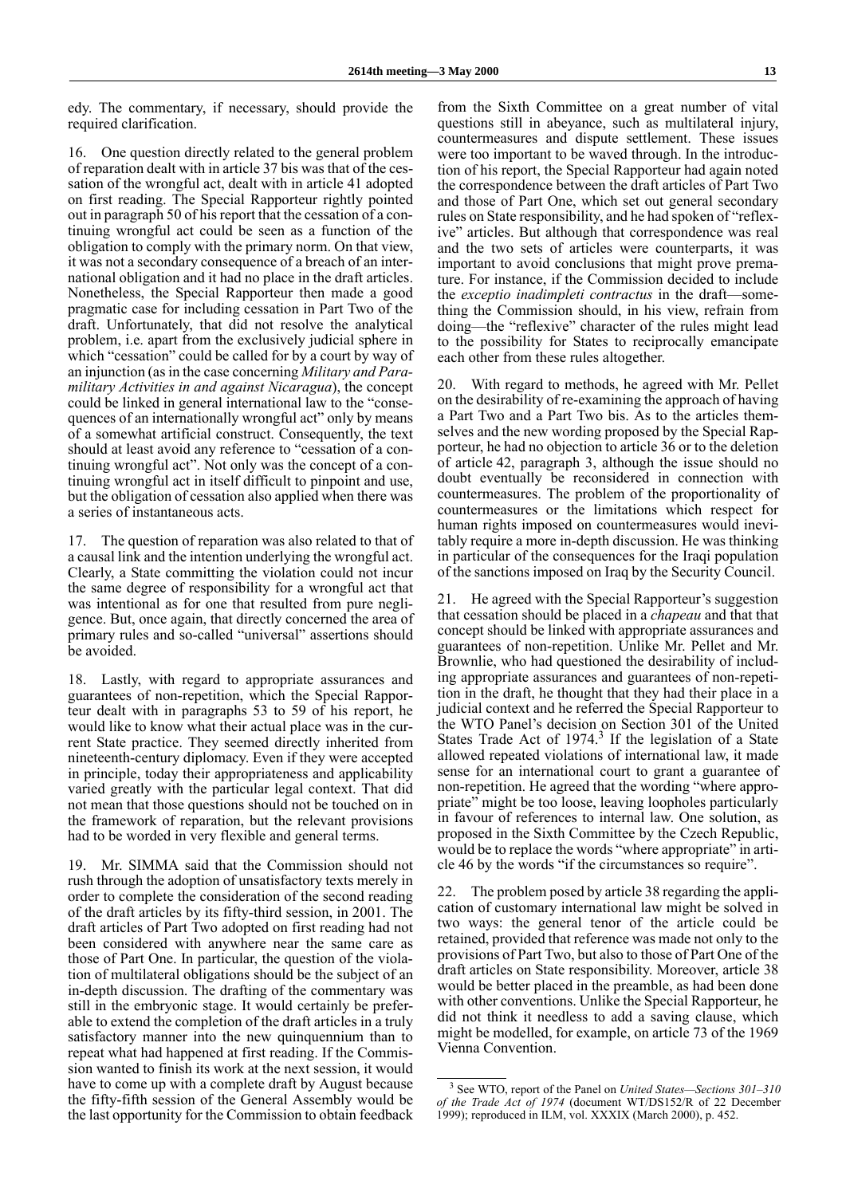edy. The commentary, if necessary, should provide the required clarification.

16. One question directly related to the general problem of reparation dealt with in article 37 bis was that of the cessation of the wrongful act, dealt with in article 41 adopted on first reading. The Special Rapporteur rightly pointed out in paragraph 50 of his report that the cessation of a continuing wrongful act could be seen as a function of the obligation to comply with the primary norm. On that view, it was not a secondary consequence of a breach of an international obligation and it had no place in the draft articles. Nonetheless, the Special Rapporteur then made a good pragmatic case for including cessation in Part Two of the draft. Unfortunately, that did not resolve the analytical problem, i.e. apart from the exclusively judicial sphere in which "cessation" could be called for by a court by way of an injunction (as in the case concerning *Military and Paramilitary Activities in and against Nicaragua*), the concept could be linked in general international law to the "consequences of an internationally wrongful act" only by means of a somewhat artificial construct. Consequently, the text should at least avoid any reference to "cessation of a continuing wrongful act". Not only was the concept of a continuing wrongful act in itself difficult to pinpoint and use, but the obligation of cessation also applied when there was a series of instantaneous acts.

17. The question of reparation was also related to that of a causal link and the intention underlying the wrongful act. Clearly, a State committing the violation could not incur the same degree of responsibility for a wrongful act that was intentional as for one that resulted from pure negligence. But, once again, that directly concerned the area of primary rules and so-called "universal" assertions should be avoided.

18. Lastly, with regard to appropriate assurances and guarantees of non-repetition, which the Special Rapporteur dealt with in paragraphs 53 to 59 of his report, he would like to know what their actual place was in the current State practice. They seemed directly inherited from nineteenth-century diplomacy. Even if they were accepted in principle, today their appropriateness and applicability varied greatly with the particular legal context. That did not mean that those questions should not be touched on in the framework of reparation, but the relevant provisions had to be worded in very flexible and general terms.

19. Mr. SIMMA said that the Commission should not rush through the adoption of unsatisfactory texts merely in order to complete the consideration of the second reading of the draft articles by its fifty-third session, in 2001. The draft articles of Part Two adopted on first reading had not been considered with anywhere near the same care as those of Part One. In particular, the question of the violation of multilateral obligations should be the subject of an in-depth discussion. The drafting of the commentary was still in the embryonic stage. It would certainly be preferable to extend the completion of the draft articles in a truly satisfactory manner into the new quinquennium than to repeat what had happened at first reading. If the Commission wanted to finish its work at the next session, it would have to come up with a complete draft by August because the fifty-fifth session of the General Assembly would be the last opportunity for the Commission to obtain feedback from the Sixth Committee on a great number of vital questions still in abeyance, such as multilateral injury, countermeasures and dispute settlement. These issues were too important to be waved through. In the introduction of his report, the Special Rapporteur had again noted the correspondence between the draft articles of Part Two and those of Part One, which set out general secondary rules on State responsibility, and he had spoken of "reflexive" articles. But although that correspondence was real and the two sets of articles were counterparts, it was important to avoid conclusions that might prove premature. For instance, if the Commission decided to include the *exceptio inadimpleti contractus* in the draft—something the Commission should, in his view, refrain from doing—the "reflexive" character of the rules might lead to the possibility for States to reciprocally emancipate each other from these rules altogether.

20. With regard to methods, he agreed with Mr. Pellet on the desirability of re-examining the approach of having a Part Two and a Part Two bis. As to the articles themselves and the new wording proposed by the Special Rapporteur, he had no objection to article 36 or to the deletion of article 42, paragraph 3, although the issue should no doubt eventually be reconsidered in connection with countermeasures. The problem of the proportionality of countermeasures or the limitations which respect for human rights imposed on countermeasures would inevitably require a more in-depth discussion. He was thinking in particular of the consequences for the Iraqi population of the sanctions imposed on Iraq by the Security Council.

21. He agreed with the Special Rapporteur's suggestion that cessation should be placed in a *chapeau* and that that concept should be linked with appropriate assurances and guarantees of non-repetition. Unlike Mr. Pellet and Mr. Brownlie, who had questioned the desirability of including appropriate assurances and guarantees of non-repetition in the draft, he thought that they had their place in a judicial context and he referred the Special Rapporteur to the WTO Panel's decision on Section 301 of the United States Trade Act of 1974.[3] If the legislation of a State allowed repeated violations of international law, it made sense for an international court to grant a guarantee of non-repetition. He agreed that the wording "where appropriate" might be too loose, leaving loopholes particularly in favour of references to internal law. One solution, as proposed in the Sixth Committee by the Czech Republic, would be to replace the words "where appropriate" in article 46 by the words "if the circumstances so require".

22. The problem posed by article 38 regarding the application of customary international law might be solved in two ways: the general tenor of the article could be retained, provided that reference was made not only to the provisions of Part Two, but also to those of Part One of the draft articles on State responsibility. Moreover, article 38 would be better placed in the preamble, as had been done with other conventions. Unlike the Special Rapporteur, he did not think it needless to add a saving clause, which might be modelled, for example, on article 73 of the 1969 Vienna Convention.

---

[3] See WTO, report of the Panel on *United States—Sections 301–310 of the Trade Act of 1974* (document WT/DS152/R of 22 December 1999); reproduced in ILM, vol. XXXIX (March 2000), p. 452.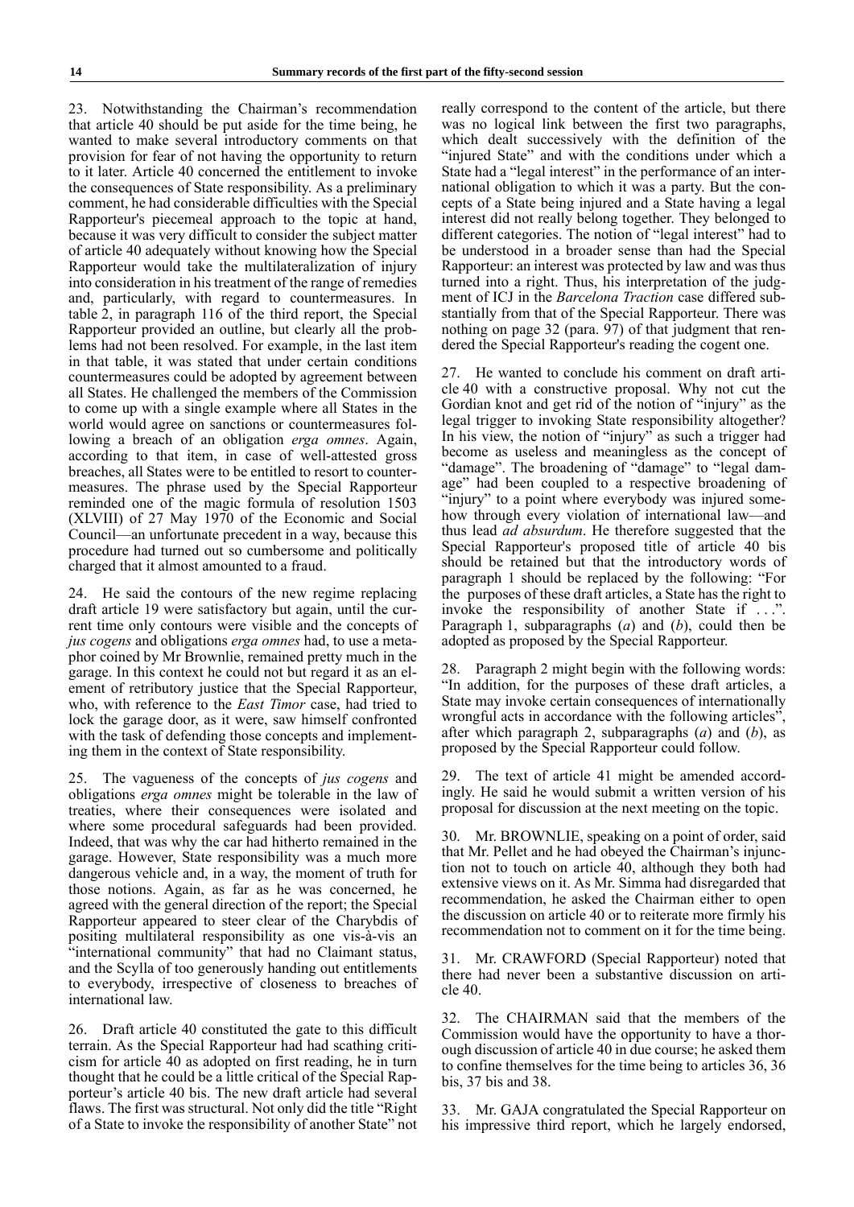23. Notwithstanding the Chairman's recommendation that article 40 should be put aside for the time being, he wanted to make several introductory comments on that provision for fear of not having the opportunity to return to it later. Article 40 concerned the entitlement to invoke the consequences of State responsibility. As a preliminary comment, he had considerable difficulties with the Special Rapporteur's piecemeal approach to the topic at hand, because it was very difficult to consider the subject matter of article 40 adequately without knowing how the Special Rapporteur would take the multilateralization of injury into consideration in his treatment of the range of remedies and, particularly, with regard to countermeasures. In table 2, in paragraph 116 of the third report, the Special Rapporteur provided an outline, but clearly all the problems had not been resolved. For example, in the last item in that table, it was stated that under certain conditions countermeasures could be adopted by agreement between all States. He challenged the members of the Commission to come up with a single example where all States in the world would agree on sanctions or countermeasures following a breach of an obligation *erga omnes*. Again, according to that item, in case of well-attested gross breaches, all States were to be entitled to resort to countermeasures. The phrase used by the Special Rapporteur reminded one of the magic formula of resolution 1503 (XLVIII) of 27 May 1970 of the Economic and Social Council—an unfortunate precedent in a way, because this procedure had turned out so cumbersome and politically charged that it almost amounted to a fraud.

24. He said the contours of the new regime replacing draft article 19 were satisfactory but again, until the current time only contours were visible and the concepts of *jus cogens* and obligations *erga omnes* had, to use a metaphor coined by Mr Brownlie, remained pretty much in the garage. In this context he could not but regard it as an element of retributory justice that the Special Rapporteur, who, with reference to the *East Timor* case, had tried to lock the garage door, as it were, saw himself confronted with the task of defending those concepts and implementing them in the context of State responsibility.

25. The vagueness of the concepts of *jus cogens* and obligations *erga omnes* might be tolerable in the law of treaties, where their consequences were isolated and where some procedural safeguards had been provided. Indeed, that was why the car had hitherto remained in the garage. However, State responsibility was a much more dangerous vehicle and, in a way, the moment of truth for those notions. Again, as far as he was concerned, he agreed with the general direction of the report; the Special Rapporteur appeared to steer clear of the Charybdis of positing multilateral responsibility as one vis-à-vis an "international community" that had no Claimant status, and the Scylla of too generously handing out entitlements to everybody, irrespective of closeness to breaches of international law.

26. Draft article 40 constituted the gate to this difficult terrain. As the Special Rapporteur had had scathing criticism for article 40 as adopted on first reading, he in turn thought that he could be a little critical of the Special Rapporteur's article 40 bis. The new draft article had several flaws. The first was structural. Not only did the title "Right of a State to invoke the responsibility of another State" not really correspond to the content of the article, but there was no logical link between the first two paragraphs, which dealt successively with the definition of the "injured State" and with the conditions under which a State had a "legal interest" in the performance of an international obligation to which it was a party. But the concepts of a State being injured and a State having a legal interest did not really belong together. They belonged to different categories. The notion of "legal interest" had to be understood in a broader sense than had the Special Rapporteur: an interest was protected by law and was thus turned into a right. Thus, his interpretation of the judgment of ICJ in the *Barcelona Traction* case differed substantially from that of the Special Rapporteur. There was nothing on page 32 (para. 97) of that judgment that rendered the Special Rapporteur's reading the cogent one.

27. He wanted to conclude his comment on draft article 40 with a constructive proposal. Why not cut the Gordian knot and get rid of the notion of "injury" as the legal trigger to invoking State responsibility altogether? In his view, the notion of "injury" as such a trigger had become as useless and meaningless as the concept of "damage". The broadening of "damage" to "legal damage" had been coupled to a respective broadening of "injury" to a point where everybody was injured somehow through every violation of international law—and thus lead *ad absurdum*. He therefore suggested that the Special Rapporteur's proposed title of article 40 bis should be retained but that the introductory words of paragraph 1 should be replaced by the following: "For the purposes of these draft articles, a State has the right to invoke the responsibility of another State if . . .". Paragraph 1, subparagraphs (*a*) and (*b*), could then be adopted as proposed by the Special Rapporteur.

28. Paragraph 2 might begin with the following words: "In addition, for the purposes of these draft articles, a State may invoke certain consequences of internationally wrongful acts in accordance with the following articles", after which paragraph 2, subparagraphs (*a*) and (*b*), as proposed by the Special Rapporteur could follow.

29. The text of article 41 might be amended accordingly. He said he would submit a written version of his proposal for discussion at the next meeting on the topic.

30. Mr. BROWNLIE, speaking on a point of order, said that Mr. Pellet and he had obeyed the Chairman's injunction not to touch on article 40, although they both had extensive views on it. As Mr. Simma had disregarded that recommendation, he asked the Chairman either to open the discussion on article 40 or to reiterate more firmly his recommendation not to comment on it for the time being.

31. Mr. CRAWFORD (Special Rapporteur) noted that there had never been a substantive discussion on article 40.

32. The CHAIRMAN said that the members of the Commission would have the opportunity to have a thorough discussion of article 40 in due course; he asked them to confine themselves for the time being to articles 36, 36 bis, 37 bis and 38.

33. Mr. GAJA congratulated the Special Rapporteur on his impressive third report, which he largely endorsed,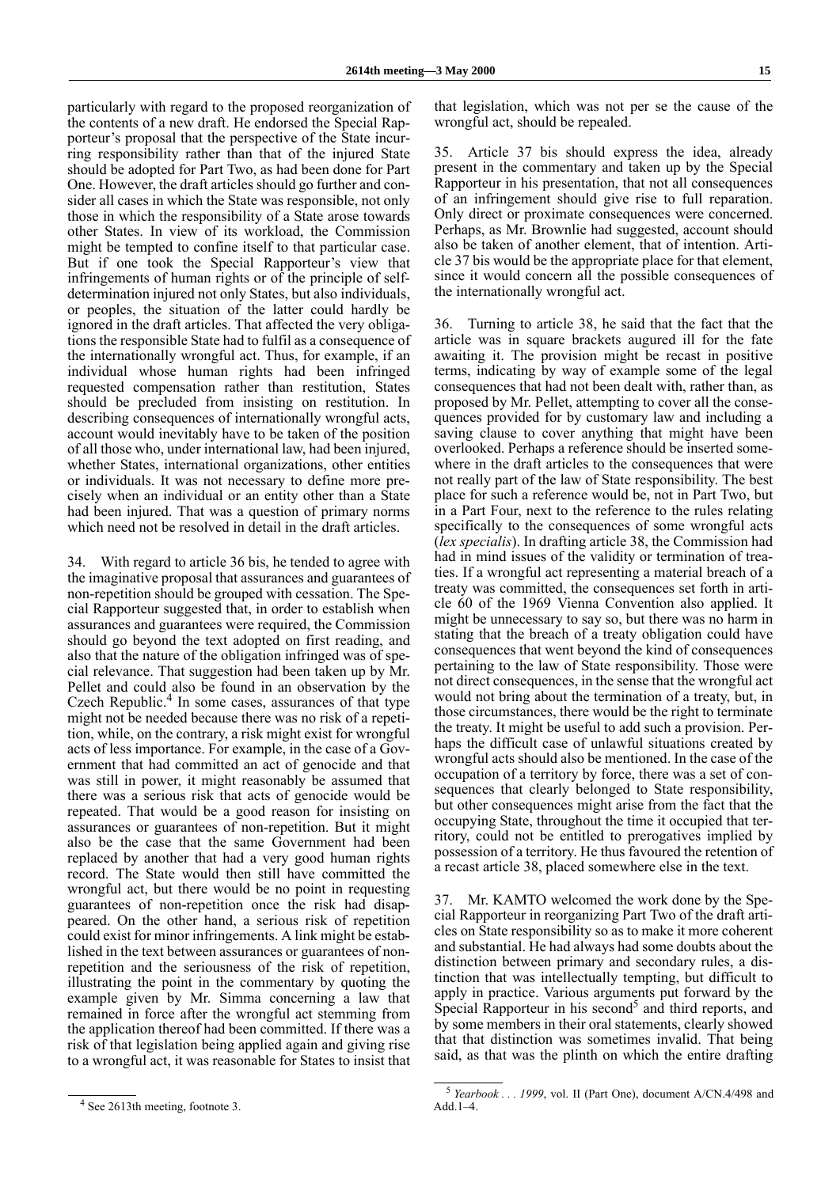particularly with regard to the proposed reorganization of the contents of a new draft. He endorsed the Special Rapporteur's proposal that the perspective of the State incurring responsibility rather than that of the injured State should be adopted for Part Two, as had been done for Part One. However, the draft articles should go further and consider all cases in which the State was responsible, not only those in which the responsibility of a State arose towards other States. In view of its workload, the Commission might be tempted to confine itself to that particular case. But if one took the Special Rapporteur's view that infringements of human rights or of the principle of self-determination injured not only States, but also individuals, or peoples, the situation of the latter could hardly be ignored in the draft articles. That affected the very obligations the responsible State had to fulfil as a consequence of the internationally wrongful act. Thus, for example, if an individual whose human rights had been infringed requested compensation rather than restitution, States should be precluded from insisting on restitution. In describing consequences of internationally wrongful acts, account would inevitably have to be taken of the position of all those who, under international law, had been injured, whether States, international organizations, other entities or individuals. It was not necessary to define more precisely when an individual or an entity other than a State had been injured. That was a question of primary norms which need not be resolved in detail in the draft articles.

34. With regard to article 36 bis, he tended to agree with the imaginative proposal that assurances and guarantees of non-repetition should be grouped with cessation. The Special Rapporteur suggested that, in order to establish when assurances and guarantees were required, the Commission should go beyond the text adopted on first reading, and also that the nature of the obligation infringed was of special relevance. That suggestion had been taken up by Mr. Pellet and could also be found in an observation by the Czech Republic.[4] In some cases, assurances of that type might not be needed because there was no risk of a repetition, while, on the contrary, a risk might exist for wrongful acts of less importance. For example, in the case of a Government that had committed an act of genocide and that was still in power, it might reasonably be assumed that there was a serious risk that acts of genocide would be repeated. That would be a good reason for insisting on assurances or guarantees of non-repetition. But it might also be the case that the same Government had been replaced by another that had a very good human rights record. The State would then still have committed the wrongful act, but there would be no point in requesting guarantees of non-repetition once the risk had disappeared. On the other hand, a serious risk of repetition could exist for minor infringements. A link might be established in the text between assurances or guarantees of non-repetition and the seriousness of the risk of repetition, illustrating the point in the commentary by quoting the example given by Mr. Simma concerning a law that remained in force after the wrongful act stemming from the application thereof had been committed. If there was a risk of that legislation being applied again and giving rise to a wrongful act, it was reasonable for States to insist that that legislation, which was not per se the cause of the wrongful act, should be repealed.

35. Article 37 bis should express the idea, already present in the commentary and taken up by the Special Rapporteur in his presentation, that not all consequences of an infringement should give rise to full reparation. Only direct or proximate consequences were concerned. Perhaps, as Mr. Brownlie had suggested, account should also be taken of another element, that of intention. Article 37 bis would be the appropriate place for that element, since it would concern all the possible consequences of the internationally wrongful act.

36. Turning to article 38, he said that the fact that the article was in square brackets augured ill for the fate awaiting it. The provision might be recast in positive terms, indicating by way of example some of the legal consequences that had not been dealt with, rather than, as proposed by Mr. Pellet, attempting to cover all the consequences provided for by customary law and including a saving clause to cover anything that might have been overlooked. Perhaps a reference should be inserted somewhere in the draft articles to the consequences that were not really part of the law of State responsibility. The best place for such a reference would be, not in Part Two, but in a Part Four, next to the reference to the rules relating specifically to the consequences of some wrongful acts (*lex specialis*). In drafting article 38, the Commission had had in mind issues of the validity or termination of treaties. If a wrongful act representing a material breach of a treaty was committed, the consequences set forth in article 60 of the 1969 Vienna Convention also applied. It might be unnecessary to say so, but there was no harm in stating that the breach of a treaty obligation could have consequences that went beyond the kind of consequences pertaining to the law of State responsibility. Those were not direct consequences, in the sense that the wrongful act would not bring about the termination of a treaty, but, in those circumstances, there would be the right to terminate the treaty. It might be useful to add such a provision. Perhaps the difficult case of unlawful situations created by wrongful acts should also be mentioned. In the case of the occupation of a territory by force, there was a set of consequences that clearly belonged to State responsibility, but other consequences might arise from the fact that the occupying State, throughout the time it occupied that territory, could not be entitled to prerogatives implied by possession of a territory. He thus favoured the retention of a recast article 38, placed somewhere else in the text.

37. Mr. KAMTO welcomed the work done by the Special Rapporteur in reorganizing Part Two of the draft articles on State responsibility so as to make it more coherent and substantial. He had always had some doubts about the distinction between primary and secondary rules, a distinction that was intellectually tempting, but difficult to apply in practice. Various arguments put forward by the Special Rapporteur in his second[5] and third reports, and by some members in their oral statements, clearly showed that that distinction was sometimes invalid. That being said, as that was the plinth on which the entire drafting

[4] See 2613th meeting, footnote 3.

[5] *Yearbook . . . 1999*, vol. II (Part One), document A/CN.4/498 and Add.1–4.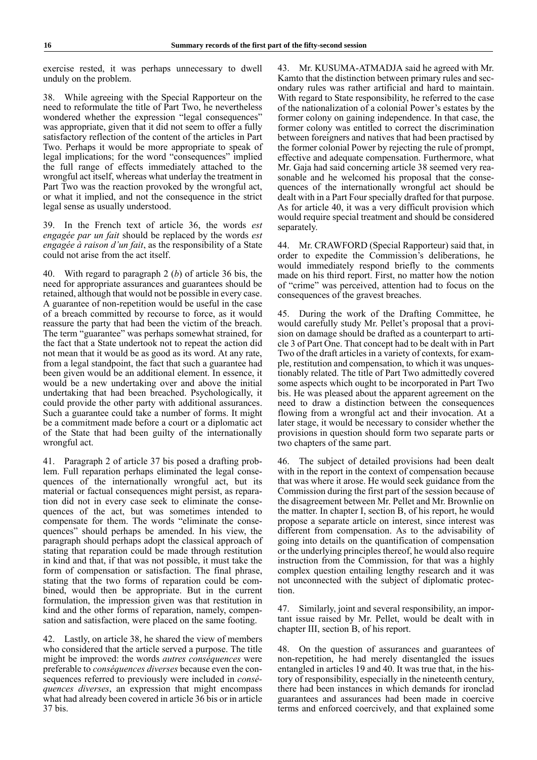exercise rested, it was perhaps unnecessary to dwell unduly on the problem.

38. While agreeing with the Special Rapporteur on the need to reformulate the title of Part Two, he nevertheless wondered whether the expression "legal consequences" was appropriate, given that it did not seem to offer a fully satisfactory reflection of the content of the articles in Part Two. Perhaps it would be more appropriate to speak of legal implications; for the word "consequences" implied the full range of effects immediately attached to the wrongful act itself, whereas what underlay the treatment in Part Two was the reaction provoked by the wrongful act, or what it implied, and not the consequence in the strict legal sense as usually understood.

39. In the French text of article 36, the words *est engagée par un fait* should be replaced by the words *est engagée à raison d'un fait*, as the responsibility of a State could not arise from the act itself.

40. With regard to paragraph 2 (*b*) of article 36 bis, the need for appropriate assurances and guarantees should be retained, although that would not be possible in every case. A guarantee of non-repetition would be useful in the case of a breach committed by recourse to force, as it would reassure the party that had been the victim of the breach. The term "guarantee" was perhaps somewhat strained, for the fact that a State undertook not to repeat the action did not mean that it would be as good as its word. At any rate, from a legal standpoint, the fact that such a guarantee had been given would be an additional element. In essence, it would be a new undertaking over and above the initial undertaking that had been breached. Psychologically, it could provide the other party with additional assurances. Such a guarantee could take a number of forms. It might be a commitment made before a court or a diplomatic act of the State that had been guilty of the internationally wrongful act.

41. Paragraph 2 of article 37 bis posed a drafting problem. Full reparation perhaps eliminated the legal consequences of the internationally wrongful act, but its material or factual consequences might persist, as reparation did not in every case seek to eliminate the consequences of the act, but was sometimes intended to compensate for them. The words "eliminate the consequences" should perhaps be amended. In his view, the paragraph should perhaps adopt the classical approach of stating that reparation could be made through restitution in kind and that, if that was not possible, it must take the form of compensation or satisfaction. The final phrase, stating that the two forms of reparation could be combined, would then be appropriate. But in the current formulation, the impression given was that restitution in kind and the other forms of reparation, namely, compensation and satisfaction, were placed on the same footing.

42. Lastly, on article 38, he shared the view of members who considered that the article served a purpose. The title might be improved: the words *autres conséquences* were preferable to *conséquences diverses* because even the consequences referred to previously were included in *conséquences diverses*, an expression that might encompass what had already been covered in article 36 bis or in article 37 bis.

43. Mr. KUSUMA-ATMADJA said he agreed with Mr. Kamto that the distinction between primary rules and secondary rules was rather artificial and hard to maintain. With regard to State responsibility, he referred to the case of the nationalization of a colonial Power's estates by the former colony on gaining independence. In that case, the former colony was entitled to correct the discrimination between foreigners and natives that had been practised by the former colonial Power by rejecting the rule of prompt, effective and adequate compensation. Furthermore, what Mr. Gaja had said concerning article 38 seemed very reasonable and he welcomed his proposal that the consequences of the internationally wrongful act should be dealt with in a Part Four specially drafted for that purpose. As for article 40, it was a very difficult provision which would require special treatment and should be considered separately.

44. Mr. CRAWFORD (Special Rapporteur) said that, in order to expedite the Commission's deliberations, he would immediately respond briefly to the comments made on his third report. First, no matter how the notion of "crime" was perceived, attention had to focus on the consequences of the gravest breaches.

45. During the work of the Drafting Committee, he would carefully study Mr. Pellet's proposal that a provision on damage should be drafted as a counterpart to article 3 of Part One. That concept had to be dealt with in Part Two of the draft articles in a variety of contexts, for example, restitution and compensation, to which it was unquestionably related. The title of Part Two admittedly covered some aspects which ought to be incorporated in Part Two bis. He was pleased about the apparent agreement on the need to draw a distinction between the consequences flowing from a wrongful act and their invocation. At a later stage, it would be necessary to consider whether the provisions in question should form two separate parts or two chapters of the same part.

46. The subject of detailed provisions had been dealt with in the report in the context of compensation because that was where it arose. He would seek guidance from the Commission during the first part of the session because of the disagreement between Mr. Pellet and Mr. Brownlie on the matter. In chapter I, section B, of his report, he would propose a separate article on interest, since interest was different from compensation. As to the advisability of going into details on the quantification of compensation or the underlying principles thereof, he would also require instruction from the Commission, for that was a highly complex question entailing lengthy research and it was not unconnected with the subject of diplomatic protection.

47. Similarly, joint and several responsibility, an important issue raised by Mr. Pellet, would be dealt with in chapter III, section B, of his report.

48. On the question of assurances and guarantees of non-repetition, he had merely disentangled the issues entangled in articles 19 and 40. It was true that, in the history of responsibility, especially in the nineteenth century, there had been instances in which demands for ironclad guarantees and assurances had been made in coercive terms and enforced coercively, and that explained some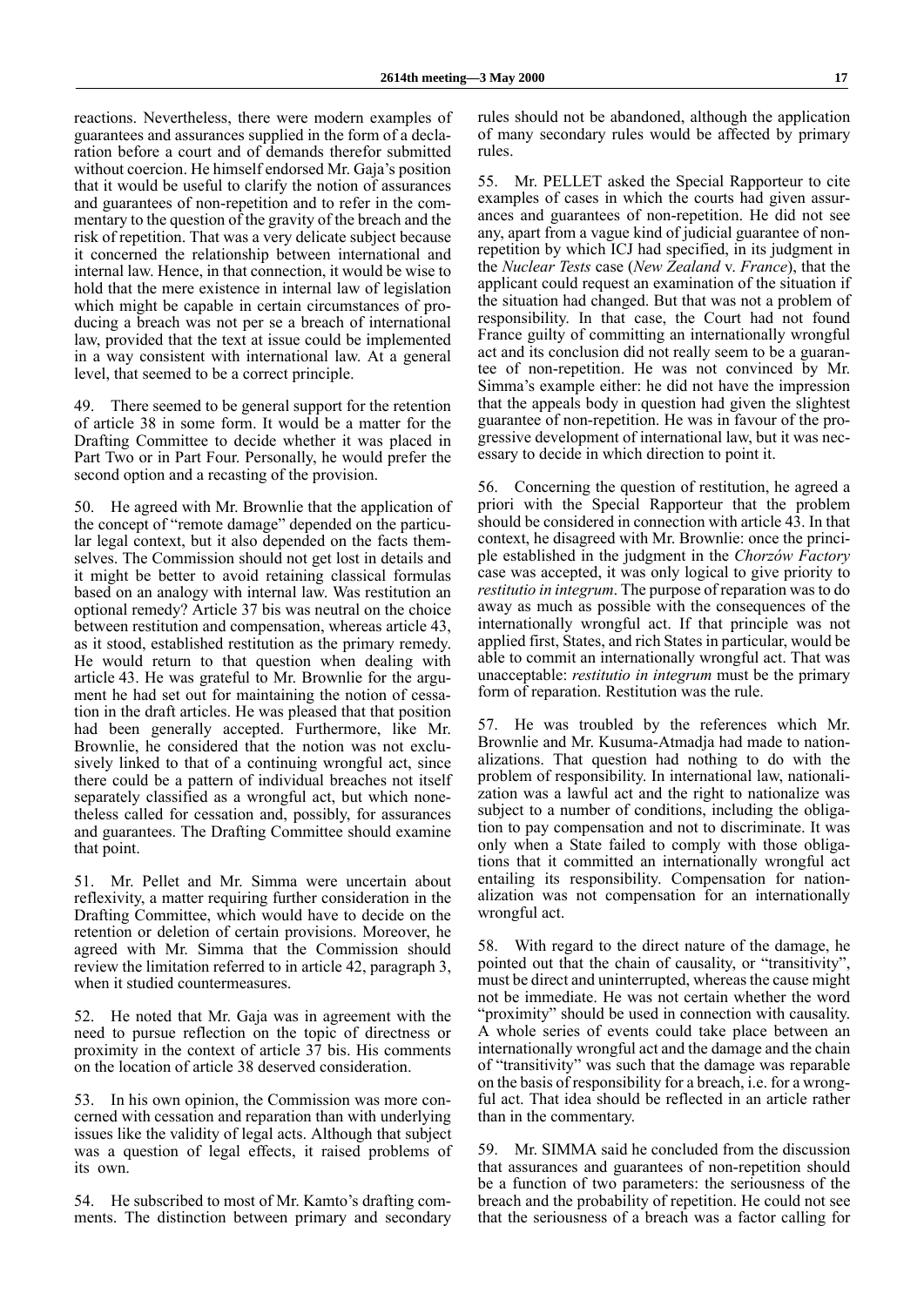reactions. Nevertheless, there were modern examples of guarantees and assurances supplied in the form of a declaration before a court and of demands therefor submitted without coercion. He himself endorsed Mr. Gaja's position that it would be useful to clarify the notion of assurances and guarantees of non-repetition and to refer in the commentary to the question of the gravity of the breach and the risk of repetition. That was a very delicate subject because it concerned the relationship between international and internal law. Hence, in that connection, it would be wise to hold that the mere existence in internal law of legislation which might be capable in certain circumstances of producing a breach was not per se a breach of international law, provided that the text at issue could be implemented in a way consistent with international law. At a general level, that seemed to be a correct principle.

49. There seemed to be general support for the retention of article 38 in some form. It would be a matter for the Drafting Committee to decide whether it was placed in Part Two or in Part Four. Personally, he would prefer the second option and a recasting of the provision.

50. He agreed with Mr. Brownlie that the application of the concept of "remote damage" depended on the particular legal context, but it also depended on the facts themselves. The Commission should not get lost in details and it might be better to avoid retaining classical formulas based on an analogy with internal law. Was restitution an optional remedy? Article 37 bis was neutral on the choice between restitution and compensation, whereas article 43, as it stood, established restitution as the primary remedy. He would return to that question when dealing with article 43. He was grateful to Mr. Brownlie for the argument he had set out for maintaining the notion of cessation in the draft articles. He was pleased that that position had been generally accepted. Furthermore, like Mr. Brownlie, he considered that the notion was not exclusively linked to that of a continuing wrongful act, since there could be a pattern of individual breaches not itself separately classified as a wrongful act, but which nonetheless called for cessation and, possibly, for assurances and guarantees. The Drafting Committee should examine that point.

51. Mr. Pellet and Mr. Simma were uncertain about reflexivity, a matter requiring further consideration in the Drafting Committee, which would have to decide on the retention or deletion of certain provisions. Moreover, he agreed with Mr. Simma that the Commission should review the limitation referred to in article 42, paragraph 3, when it studied countermeasures.

52. He noted that Mr. Gaja was in agreement with the need to pursue reflection on the topic of directness or proximity in the context of article 37 bis. His comments on the location of article 38 deserved consideration.

53. In his own opinion, the Commission was more concerned with cessation and reparation than with underlying issues like the validity of legal acts. Although that subject was a question of legal effects, it raised problems of its own.

54. He subscribed to most of Mr. Kamto's drafting comments. The distinction between primary and secondary rules should not be abandoned, although the application of many secondary rules would be affected by primary rules.

55. Mr. PELLET asked the Special Rapporteur to cite examples of cases in which the courts had given assurances and guarantees of non-repetition. He did not see any, apart from a vague kind of judicial guarantee of non-repetition by which ICJ had specified, in its judgment in the *Nuclear Tests* case (*New Zealand* v. *France*), that the applicant could request an examination of the situation if the situation had changed. But that was not a problem of responsibility. In that case, the Court had not found France guilty of committing an internationally wrongful act and its conclusion did not really seem to be a guarantee of non-repetition. He was not convinced by Mr. Simma's example either: he did not have the impression that the appeals body in question had given the slightest guarantee of non-repetition. He was in favour of the progressive development of international law, but it was necessary to decide in which direction to point it.

56. Concerning the question of restitution, he agreed a priori with the Special Rapporteur that the problem should be considered in connection with article 43. In that context, he disagreed with Mr. Brownlie: once the principle established in the judgment in the *Chorzów Factory* case was accepted, it was only logical to give priority to *restitutio in integrum*. The purpose of reparation was to do away as much as possible with the consequences of the internationally wrongful act. If that principle was not applied first, States, and rich States in particular, would be able to commit an internationally wrongful act. That was unacceptable: *restitutio in integrum* must be the primary form of reparation. Restitution was the rule.

57. He was troubled by the references which Mr. Brownlie and Mr. Kusuma-Atmadja had made to nationalizations. That question had nothing to do with the problem of responsibility. In international law, nationalization was a lawful act and the right to nationalize was subject to a number of conditions, including the obligation to pay compensation and not to discriminate. It was only when a State failed to comply with those obligations that it committed an internationally wrongful act entailing its responsibility. Compensation for nationalization was not compensation for an internationally wrongful act.

58. With regard to the direct nature of the damage, he pointed out that the chain of causality, or "transitivity", must be direct and uninterrupted, whereas the cause might not be immediate. He was not certain whether the word "proximity" should be used in connection with causality. A whole series of events could take place between an internationally wrongful act and the damage and the chain of "transitivity" was such that the damage was reparable on the basis of responsibility for a breach, i.e. for a wrongful act. That idea should be reflected in an article rather than in the commentary.

59. Mr. SIMMA said he concluded from the discussion that assurances and guarantees of non-repetition should be a function of two parameters: the seriousness of the breach and the probability of repetition. He could not see that the seriousness of a breach was a factor calling for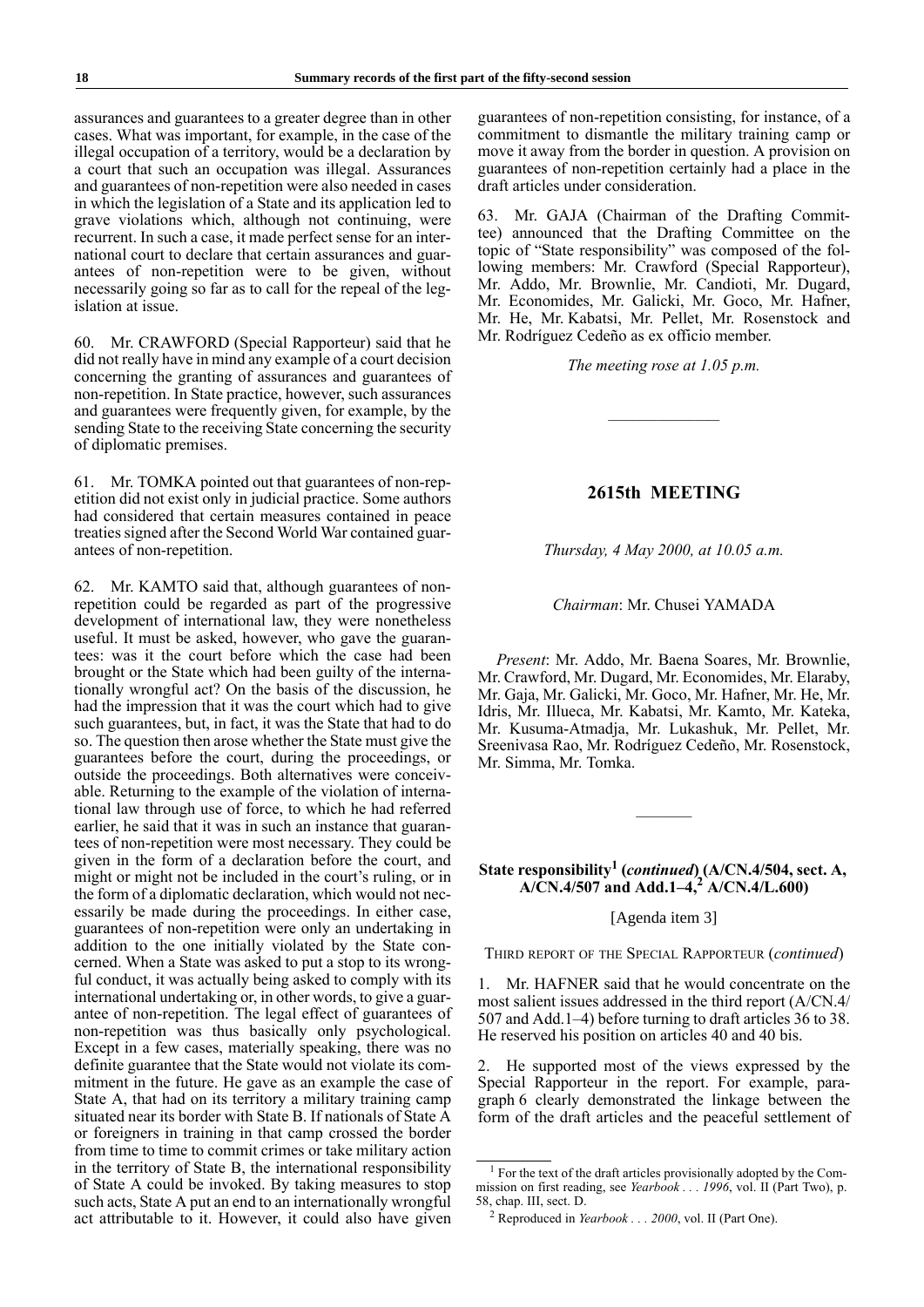assurances and guarantees to a greater degree than in other cases. What was important, for example, in the case of the illegal occupation of a territory, would be a declaration by a court that such an occupation was illegal. Assurances and guarantees of non-repetition were also needed in cases in which the legislation of a State and its application led to grave violations which, although not continuing, were recurrent. In such a case, it made perfect sense for an international court to declare that certain assurances and guarantees of non-repetition were to be given, without necessarily going so far as to call for the repeal of the legislation at issue.

60. Mr. CRAWFORD (Special Rapporteur) said that he did not really have in mind any example of a court decision concerning the granting of assurances and guarantees of non-repetition. In State practice, however, such assurances and guarantees were frequently given, for example, by the sending State to the receiving State concerning the security of diplomatic premises.

61. Mr. TOMKA pointed out that guarantees of non-repetition did not exist only in judicial practice. Some authors had considered that certain measures contained in peace treaties signed after the Second World War contained guarantees of non-repetition.

62. Mr. KAMTO said that, although guarantees of non-repetition could be regarded as part of the progressive development of international law, they were nonetheless useful. It must be asked, however, who gave the guarantees: was it the court before which the case had been brought or the State which had been guilty of the internationally wrongful act? On the basis of the discussion, he had the impression that it was the court which had to give such guarantees, but, in fact, it was the State that had to do so. The question then arose whether the State must give the guarantees before the court, during the proceedings, or outside the proceedings. Both alternatives were conceivable. Returning to the example of the violation of international law through use of force, to which he had referred earlier, he said that it was in such an instance that guarantees of non-repetition were most necessary. They could be given in the form of a declaration before the court, and might or might not be included in the court's ruling, or in the form of a diplomatic declaration, which would not necessarily be made during the proceedings. In either case, guarantees of non-repetition were only an undertaking in addition to the one initially violated by the State concerned. When a State was asked to put a stop to its wrongful conduct, it was actually being asked to comply with its international undertaking or, in other words, to give a guarantee of non-repetition. The legal effect of guarantees of non-repetition was thus basically only psychological. Except in a few cases, materially speaking, there was no definite guarantee that the State would not violate its commitment in the future. He gave as an example the case of State A, that had on its territory a military training camp situated near its border with State B. If nationals of State A or foreigners in training in that camp crossed the border from time to time to commit crimes or take military action in the territory of State B, the international responsibility of State A could be invoked. By taking measures to stop such acts, State A put an end to an internationally wrongful act attributable to it. However, it could also have given guarantees of non-repetition consisting, for instance, of a commitment to dismantle the military training camp or move it away from the border in question. A provision on guarantees of non-repetition certainly had a place in the draft articles under consideration.

63. Mr. GAJA (Chairman of the Drafting Committee) announced that the Drafting Committee on the topic of "State responsibility" was composed of the following members: Mr. Crawford (Special Rapporteur), Mr. Addo, Mr. Brownlie, Mr. Candioti, Mr. Dugard, Mr. Economides, Mr. Galicki, Mr. Goco, Mr. Hafner, Mr. He, Mr. Kabatsi, Mr. Pellet, Mr. Rosenstock and Mr. Rodríguez Cedeño as ex officio member.

*The meeting rose at 1.05 p.m.*

---

## 2615th MEETING

*Thursday, 4 May 2000, at 10.05 a.m.*

*Chairman*: Mr. Chusei YAMADA

*Present*: Mr. Addo, Mr. Baena Soares, Mr. Brownlie, Mr. Crawford, Mr. Dugard, Mr. Economides, Mr. Elaraby, Mr. Gaja, Mr. Galicki, Mr. Goco, Mr. Hafner, Mr. He, Mr. Idris, Mr. Illueca, Mr. Kabatsi, Mr. Kamto, Mr. Kateka, Mr. Kusuma-Atmadja, Mr. Lukashuk, Mr. Pellet, Mr. Sreenivasa Rao, Mr. Rodríguez Cedeño, Mr. Rosenstock, Mr. Simma, Mr. Tomka.

---

### State responsibility[1] (*continued*) (A/CN.4/504, sect. A, A/CN.4/507 and Add.1–4,[2] A/CN.4/L.600)

[Agenda item 3]

THIRD REPORT OF THE SPECIAL RAPPORTEUR (*continued*)

1. Mr. HAFNER said that he would concentrate on the most salient issues addressed in the third report (A/CN.4/507 and Add.1–4) before turning to draft articles 36 to 38. He reserved his position on articles 40 and 40 bis.

2. He supported most of the views expressed by the Special Rapporteur in the report. For example, paragraph 6 clearly demonstrated the linkage between the form of the draft articles and the peaceful settlement of

---

[1] For the text of the draft articles provisionally adopted by the Commission on first reading, see *Yearbook . . . 1996*, vol. II (Part Two), p. 58, chap. III, sect. D.

[2] Reproduced in *Yearbook . . . 2000*, vol. II (Part One).